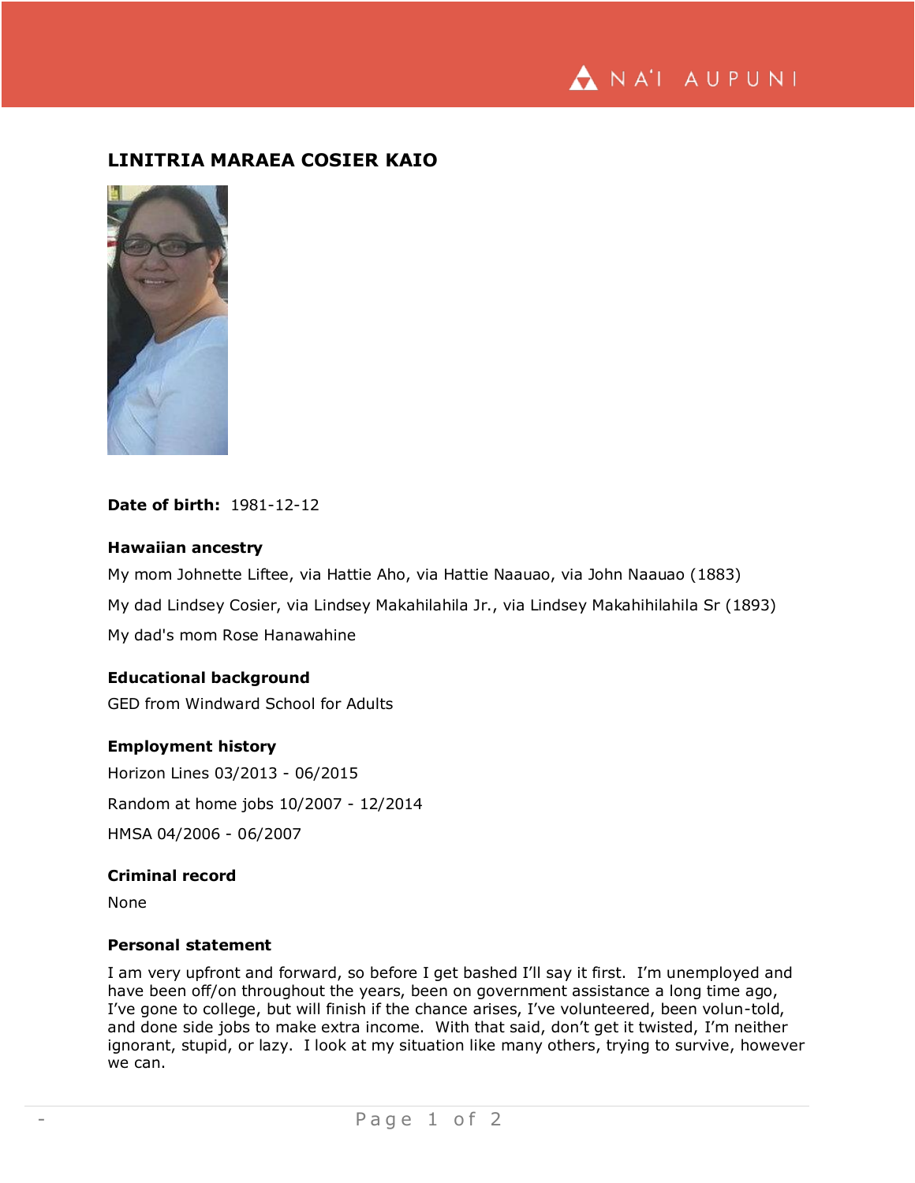# LINITRIA MARAEA COSIER KAIO

**Date of birth:** 1981-12-12

### Hawaiian ancestry

My mom Johnette Liftee, via Hattie Aho, via Hattie Naauao, via John Naauao (1883)

My dad Lindsey Cosier, via Lindsey Makahilahila Jr., via Lindsey Makahihilahila Sr (1893)

My dad's mom Rose Hanawahine

### Educational background

GED from Windward School for Adults

### Employment history

Horizon Lines 03/2013 - 06/2015

Random at home jobs 10/2007 - 12/2014

HMSA 04/2006 - 06/2007

### Criminal record

None

### Personal statement

I am very upfront and forward, so before I get bashed I'll say it first. I'm unemployed and have been off/on throughout the years, been on government assistance a long time ago, I've gone to college, but will finish if the chance arises, I've volunteered, been volun-told, and done side jobs to make extra income. With that said, don't get it twisted, I'm neither ignorant, stupid, or lazy. I look at my situation like many others, trying to survive, however we can.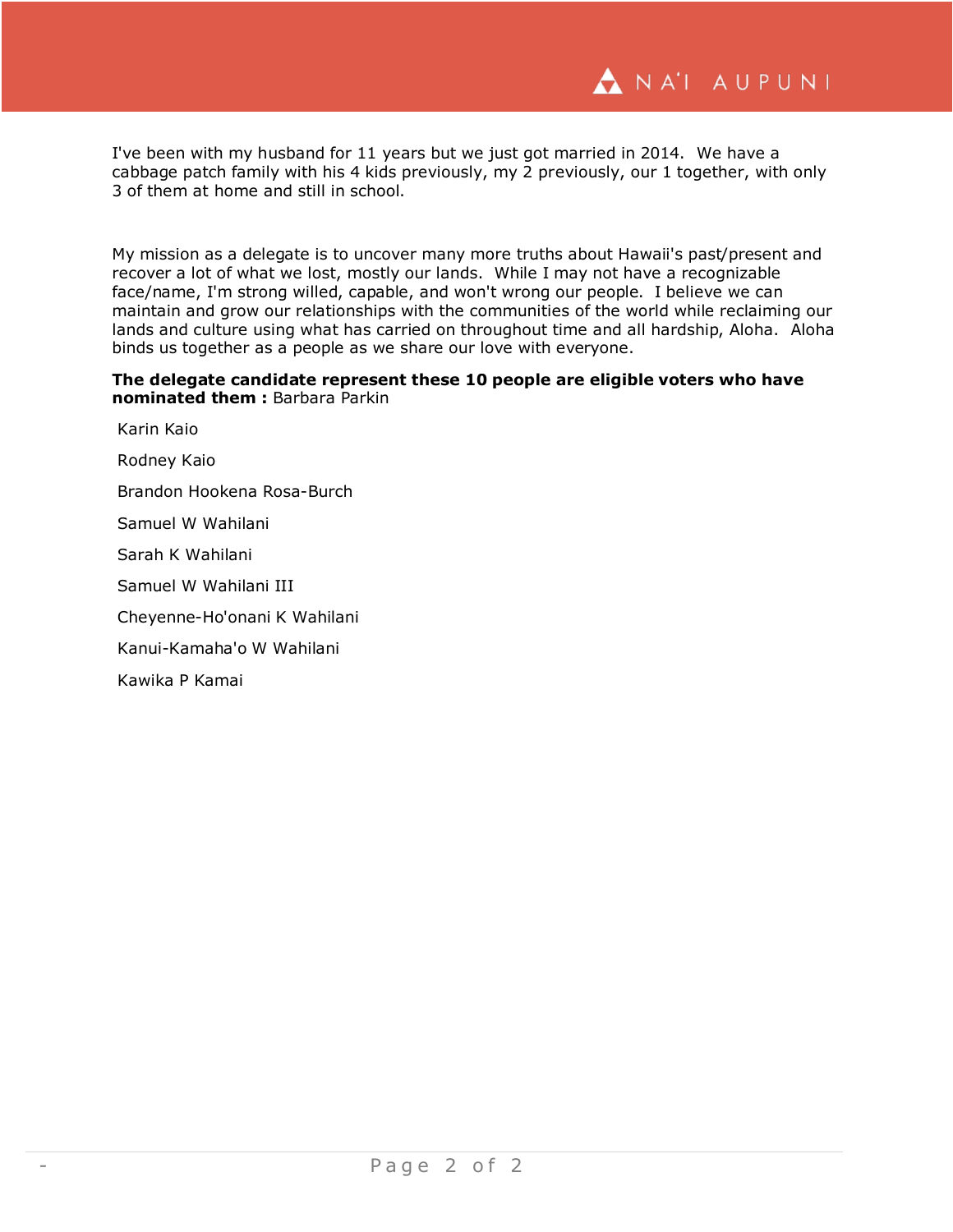I've been with my husband for 11 years but we just got married in 2014. We have a cabbage patch family with his 4 kids previously, my 2 previously, our 1 together, with only 3 of them at home and still in school.

My mission as a delegate is to uncover many more truths about Hawaii's past/present and recover a lot of what we lost, mostly our lands. While I may not have a recognizable face/name, I'm strong willed, capable, and won't wrong our people. I believe we can maintain and grow our relationships with the communities of the world while reclaiming our lands and culture using what has carried on throughout time and all hardship, Aloha. Aloha binds us together as a people as we share our love with everyone.

**The delegate candidate represent these 10 people are eligible voters who have nominated them :** Barbara Parkin

Karin Kaio

Rodney Kaio

Brandon Hookena Rosa-Burch

Samuel W Wahilani

Sarah K Wahilani

Samuel W Wahilani III

Cheyenne-Ho'onani K Wahilani

Kanui-Kamaha'o W Wahilani

Kawika P Kamai